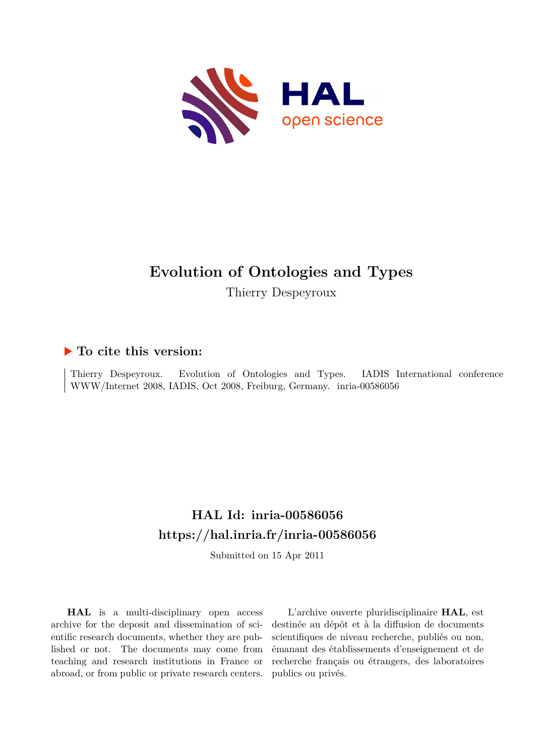# Evolution of Ontologies and Types

Thierry Despeyroux

## ▶ To cite this version:

Thierry Despeyroux. Evolution of Ontologies and Types. IADIS International conference WWW/Internet 2008, IADIS, Oct 2008, Freiburg, Germany. inria-00586056

## HAL Id: inria-00586056

## https://hal.inria.fr/inria-00586056

Submitted on 15 Apr 2011

**HAL** is a multi-disciplinary open access archive for the deposit and dissemination of scientific research documents, whether they are published or not. The documents may come from teaching and research institutions in France or abroad, or from public or private research centers.

L'archive ouverte pluridisciplinaire **HAL**, est destinée au dépôt et à la diffusion de documents scientifiques de niveau recherche, publiés ou non, émanant des établissements d'enseignement et de recherche français ou étrangers, des laboratoires publics ou privés.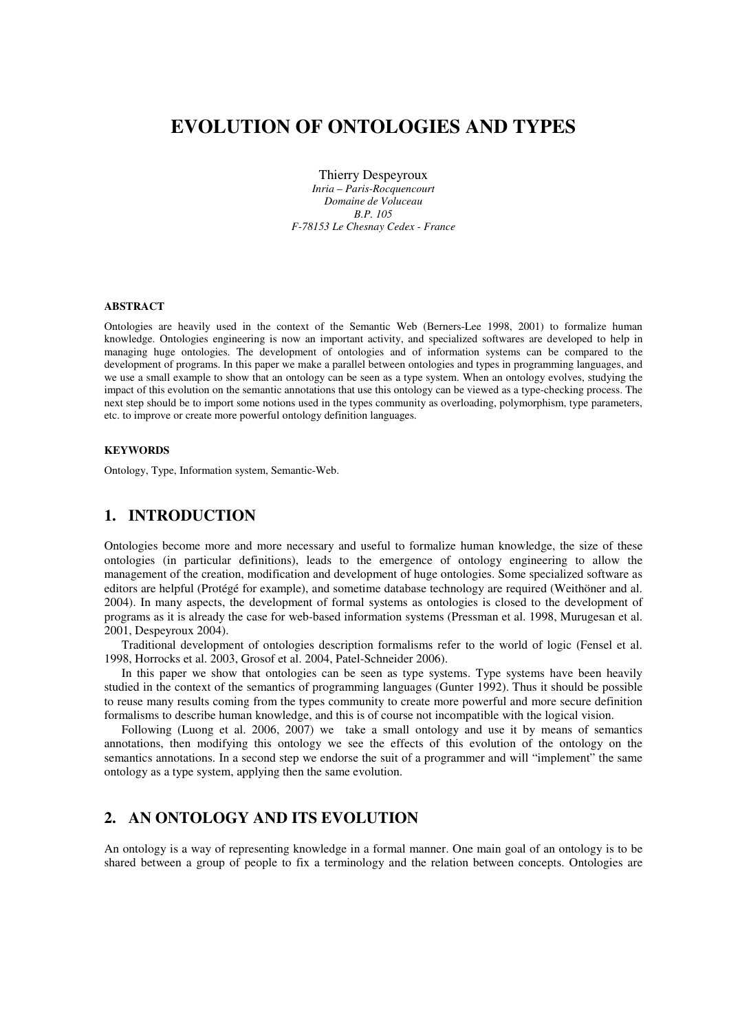# EVOLUTION OF ONTOLOGIES AND TYPES

Thierry Despeyroux  
*Inria – Paris-Rocquencourt*  
*Domaine de Voluceau*  
*B.P. 105*  
*F-78153 Le Chesnay Cedex - France*

#### ABSTRACT

Ontologies are heavily used in the context of the Semantic Web (Berners-Lee 1998, 2001) to formalize human knowledge. Ontologies engineering is now an important activity, and specialized softwares are developed to help in managing huge ontologies. The development of ontologies and of information systems can be compared to the development of programs. In this paper we make a parallel between ontologies and types in programming languages, and we use a small example to show that an ontology can be seen as a type system. When an ontology evolves, studying the impact of this evolution on the semantic annotations that use this ontology can be viewed as a type-checking process. The next step should be to import some notions used in the types community as overloading, polymorphism, type parameters, etc. to improve or create more powerful ontology definition languages.

#### KEYWORDS

Ontology, Type, Information system, Semantic-Web.

## 1. INTRODUCTION

Ontologies become more and more necessary and useful to formalize human knowledge, the size of these ontologies (in particular definitions), leads to the emergence of ontology engineering to allow the management of the creation, modification and development of huge ontologies. Some specialized software as editors are helpful (Protégé for example), and sometime database technology are required (Weithöner and al. 2004). In many aspects, the development of formal systems as ontologies is closed to the development of programs as it is already the case for web-based information systems (Pressman et al. 1998, Murugesan et al. 2001, Despeyroux 2004).

Traditional development of ontologies description formalisms refer to the world of logic (Fensel et al. 1998, Horrocks et al. 2003, Grosof et al. 2004, Patel-Schneider 2006).

In this paper we show that ontologies can be seen as type systems. Type systems have been heavily studied in the context of the semantics of programming languages (Gunter 1992). Thus it should be possible to reuse many results coming from the types community to create more powerful and more secure definition formalisms to describe human knowledge, and this is of course not incompatible with the logical vision.

Following (Luong et al. 2006, 2007) we take a small ontology and use it by means of semantics annotations, then modifying this ontology we see the effects of this evolution of the ontology on the semantics annotations. In a second step we endorse the suit of a programmer and will "implement" the same ontology as a type system, applying then the same evolution.

## 2. AN ONTOLOGY AND ITS EVOLUTION

An ontology is a way of representing knowledge in a formal manner. One main goal of an ontology is to be shared between a group of people to fix a terminology and the relation between concepts. Ontologies are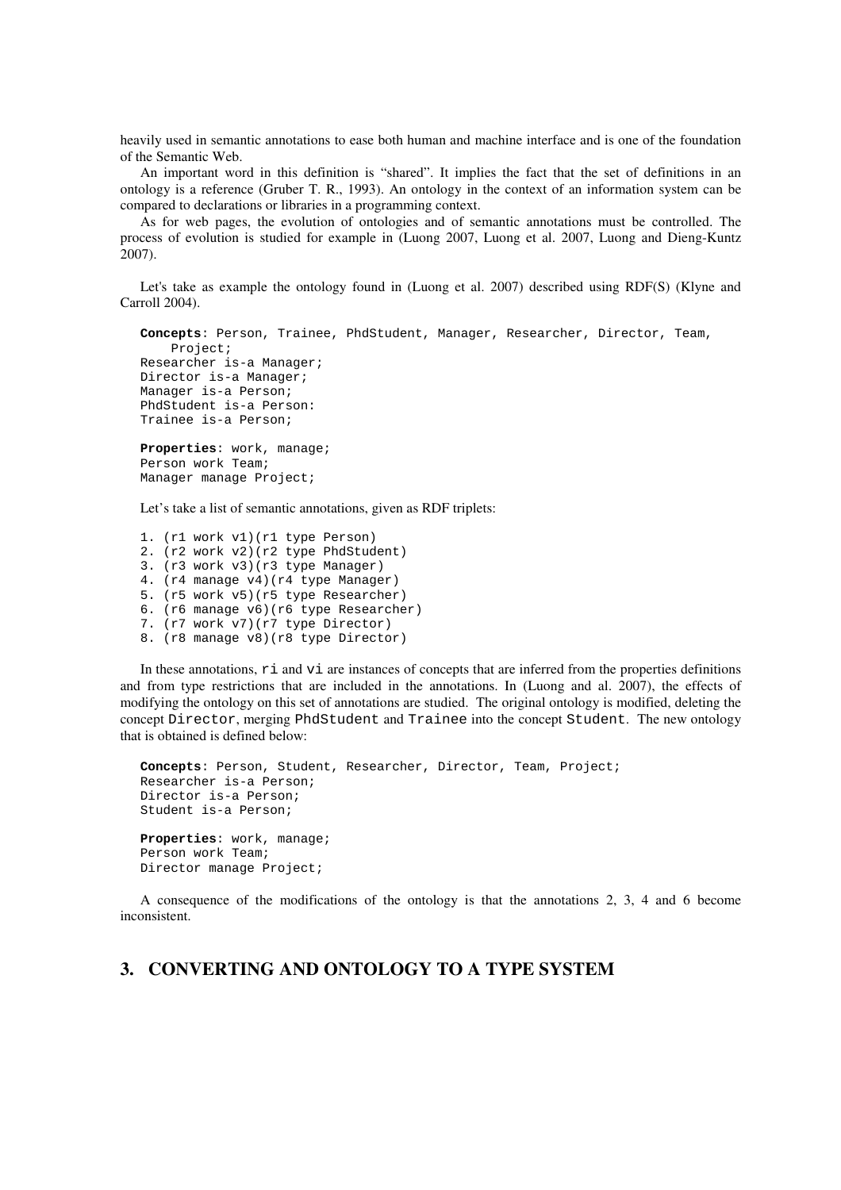heavily used in semantic annotations to ease both human and machine interface and is one of the foundation of the Semantic Web.

An important word in this definition is "shared". It implies the fact that the set of definitions in an ontology is a reference (Gruber T. R., 1993). An ontology in the context of an information system can be compared to declarations or libraries in a programming context.

As for web pages, the evolution of ontologies and of semantic annotations must be controlled. The process of evolution is studied for example in (Luong 2007, Luong et al. 2007, Luong and Dieng-Kuntz 2007).

Let's take as example the ontology found in (Luong et al. 2007) described using RDF(S) (Klyne and Carroll 2004).

```
Concepts: Person, Trainee, PhdStudent, Manager, Researcher, Director, Team,
    Project;
Researcher is-a Manager;
Director is-a Manager;
Manager is-a Person;
PhdStudent is-a Person:
Trainee is-a Person;

Properties: work, manage;
Person work Team;
Manager manage Project;
```

Let's take a list of semantic annotations, given as RDF triplets:

```
1. (r1 work v1)(r1 type Person)
2. (r2 work v2)(r2 type PhdStudent)
3. (r3 work v3)(r3 type Manager)
4. (r4 manage v4)(r4 type Manager)
5. (r5 work v5)(r5 type Researcher)
6. (r6 manage v6)(r6 type Researcher)
7. (r7 work v7)(r7 type Director)
8. (r8 manage v8)(r8 type Director)
```

In these annotations, `ri` and `vi` are instances of concepts that are inferred from the properties definitions and from type restrictions that are included in the annotations. In (Luong and al. 2007), the effects of modifying the ontology on this set of annotations are studied. The original ontology is modified, deleting the concept `Director`, merging `PhdStudent` and `Trainee` into the concept `Student`. The new ontology that is obtained is defined below:

```
Concepts: Person, Student, Researcher, Director, Team, Project;
Researcher is-a Person;
Director is-a Person;
Student is-a Person;

Properties: work, manage;
Person work Team;
Director manage Project;
```

A consequence of the modifications of the ontology is that the annotations 2, 3, 4 and 6 become inconsistent.

## 3. CONVERTING AND ONTOLOGY TO A TYPE SYSTEM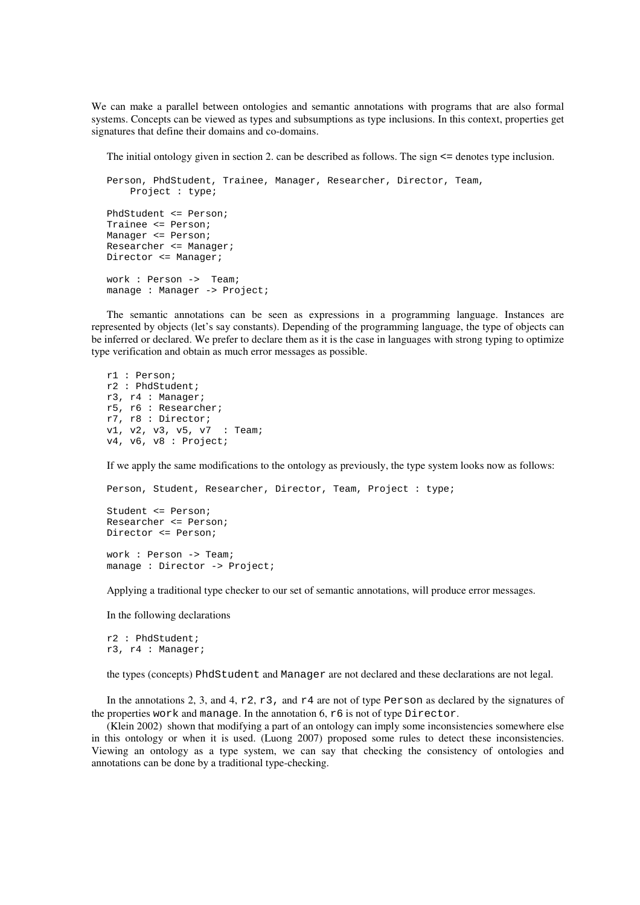We can make a parallel between ontologies and semantic annotations with programs that are also formal systems. Concepts can be viewed as types and subsumptions as type inclusions. In this context, properties get signatures that define their domains and co-domains.

The initial ontology given in section 2. can be described as follows. The sign <= denotes type inclusion.

```
Person, PhdStudent, Trainee, Manager, Researcher, Director, Team,
    Project : type;

PhdStudent <= Person;
Trainee <= Person;
Manager <= Person;
Researcher <= Manager;
Director <= Manager;

work : Person ->  Team;
manage : Manager -> Project;
```

The semantic annotations can be seen as expressions in a programming language. Instances are represented by objects (let's say constants). Depending of the programming language, the type of objects can be inferred or declared. We prefer to declare them as it is the case in languages with strong typing to optimize type verification and obtain as much error messages as possible.

```
r1 : Person;
r2 : PhdStudent;
r3, r4 : Manager;
r5, r6 : Researcher;
r7, r8 : Director;
v1, v2, v3, v5, v7  : Team;
v4, v6, v8 : Project;
```

If we apply the same modifications to the ontology as previously, the type system looks now as follows:

```
Person, Student, Researcher, Director, Team, Project : type;

Student <= Person;
Researcher <= Person;
Director <= Person;

work : Person -> Team;
manage : Director -> Project;
```

Applying a traditional type checker to our set of semantic annotations, will produce error messages.

In the following declarations

```
r2 : PhdStudent;
r3, r4 : Manager;
```

the types (concepts) `PhdStudent` and `Manager` are not declared and these declarations are not legal.

In the annotations 2, 3, and 4, `r2`, `r3`, and `r4` are not of type `Person` as declared by the signatures of the properties `work` and `manage`. In the annotation 6, `r6` is not of type `Director`.

(Klein 2002) shown that modifying a part of an ontology can imply some inconsistencies somewhere else in this ontology or when it is used. (Luong 2007) proposed some rules to detect these inconsistencies. Viewing an ontology as a type system, we can say that checking the consistency of ontologies and annotations can be done by a traditional type-checking.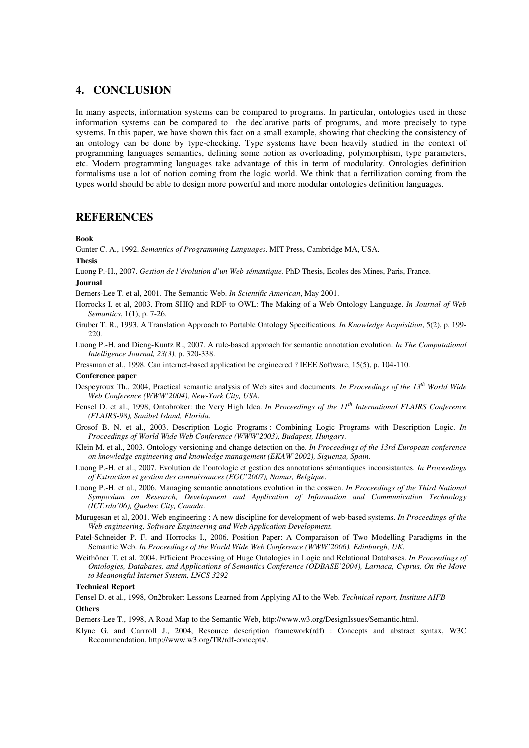## 4. CONCLUSION

In many aspects, information systems can be compared to programs. In particular, ontologies used in these information systems can be compared to  the declarative parts of programs, and more precisely to type systems. In this paper, we have shown this fact on a small example, showing that checking the consistency of an ontology can be done by type-checking. Type systems have been heavily studied in the context of programming languages semantics, defining some notion as overloading, polymorphism, type parameters, etc. Modern programming languages take advantage of this in term of modularity. Ontologies definition formalisms use a lot of notion coming from the logic world. We think that a fertilization coming from the types world should be able to design more powerful and more modular ontologies definition languages.

## REFERENCES

**Book**

Gunter C. A., 1992. *Semantics of Programming Languages*. MIT Press, Cambridge MA, USA.

**Thesis**

Luong P.-H., 2007. *Gestion de l'évolution d'un Web sémantique*. PhD Thesis, Ecoles des Mines, Paris, France.

**Journal**

Berners-Lee T. et al, 2001. The Semantic Web. *In Scientific American*, May 2001.

Horrocks I. et al, 2003. From SHIQ and RDF to OWL: The Making of a Web Ontology Language. *In Journal of Web Semantics*, 1(1), p. 7-26.

Gruber T. R., 1993. A Translation Approach to Portable Ontology Specifications. *In Knowledge Acquisition*, 5(2), p. 199-220.

Luong P.-H. and Dieng-Kuntz R., 2007. A rule-based approach for semantic annotation evolution. *In The Computational Intelligence Journal, 23(3),* p. 320-338.

Pressman et al., 1998. Can internet-based application be engineered ? IEEE Software, 15(5), p. 104-110.

**Conference paper**

Despeyroux Th., 2004, Practical semantic analysis of Web sites and documents. *In Proceedings of the 13th World Wide Web Conference (WWW'2004), New-York City, USA*.

Fensel D. et al., 1998, Ontobroker: the Very High Idea. *In Proceedings of the 11th International FLAIRS Conference (FLAIRS-98), Sanibel Island, Florida*.

Grosof B. N. et al., 2003. Description Logic Programs : Combining Logic Programs with Description Logic. *In Proceedings of World Wide Web Conference (WWW'2003), Budapest, Hungary*.

Klein M. et al., 2003. Ontology versioning and change detection on the. *In Proceedings of the 13rd European conference on knowledge engineering and knowledge management (EKAW'2002), Siguenza, Spain.*

Luong P.-H. et al., 2007. Evolution de l'ontologie et gestion des annotations sémantiques inconsistantes. *In Proceedings of Extraction et gestion des connaissances (EGC'2007), Namur, Belgique*.

Luong P.-H. et al., 2006. Managing semantic annotations evolution in the coswen. *In Proceedings of the Third National Symposium on Research, Development and Application of Information and Communication Technology (ICT.rda'06), Quebec City, Canada*.

Murugesan et al, 2001. Web engineering : A new discipline for development of web-based systems. *In Proceedings of the Web engineering, Software Engineering and Web Application Development.*

Patel-Schneider P. F. and Horrocks I., 2006. Position Paper: A Comparaison of Two Modelling Paradigms in the Semantic Web. *In Proceedings of the World Wide Web Conference (WWW'2006), Edinburgh, UK.*

Weithöner T. et al, 2004. Efficient Processing of Huge Ontologies in Logic and Relational Databases. *In Proceedings of Ontologies, Databases, and Applications of Semantics Conference (ODBASE'2004), Larnaca, Cyprus, On the Move to Meanongful Internet System, LNCS 3292*

**Technical Report**

Fensel D. et al., 1998, On2broker: Lessons Learned from Applying AI to the Web. *Technical report, Institute AIFB*

**Others**

Berners-Lee T., 1998, A Road Map to the Semantic Web, http://www.w3.org/DesignIssues/Semantic.html.

Klyne G. and Carrroll J., 2004, Resource description framework(rdf) : Concepts and abstract syntax, W3C Recommendation, http://www.w3.org/TR/rdf-concepts/.